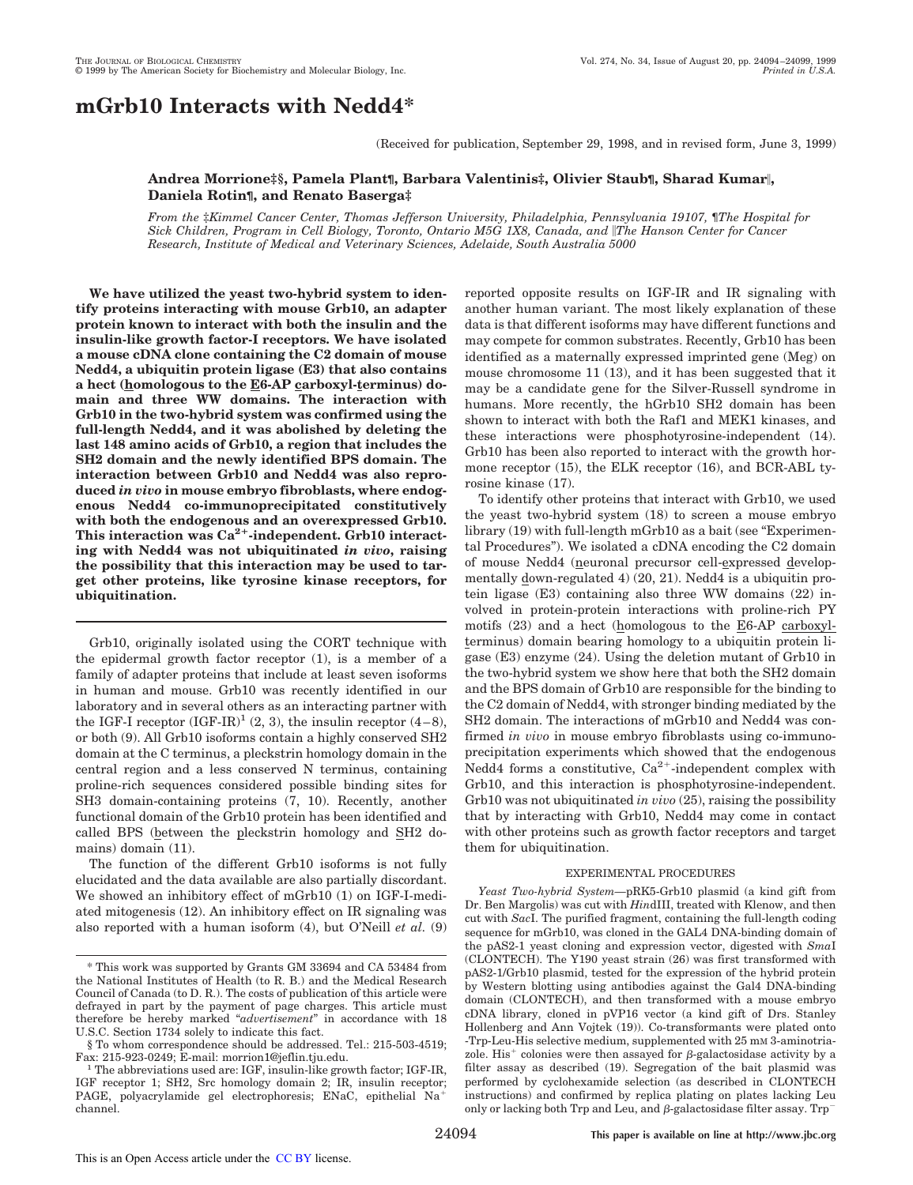# mGrb10 Interacts with Nedd4*

(Received for publication, September 29, 1998, and in revised form, June 3, 1999)

**Andrea Morrione‡§, Pamela Plant¶, Barbara Valentinis‡, Olivier Staub¶, Sharad Kumar‖, Daniela Rotin¶, and Renato Baserga‡**

*From the ‡Kimmel Cancer Center, Thomas Jefferson University, Philadelphia, Pennsylvania 19107, ¶The Hospital for Sick Children, Program in Cell Biology, Toronto, Ontario M5G 1X8, Canada, and ‖The Hanson Center for Cancer Research, Institute of Medical and Veterinary Sciences, Adelaide, South Australia 5000*

**We have utilized the yeast two-hybrid system to identify proteins interacting with mouse Grb10, an adapter protein known to interact with both the insulin and the insulin-like growth factor-I receptors. We have isolated a mouse cDNA clone containing the C2 domain of mouse Nedd4, a ubiquitin protein ligase (E3) that also contains a hect (homologous to the E6-AP carboxyl-terminus) domain and three WW domains. The interaction with Grb10 in the two-hybrid system was confirmed using the full-length Nedd4, and it was abolished by deleting the last 148 amino acids of Grb10, a region that includes the SH2 domain and the newly identified BPS domain. The interaction between Grb10 and Nedd4 was also reproduced *in vivo* in mouse embryo fibroblasts, where endogenous Nedd4 co-immunoprecipitated constitutively with both the endogenous and an overexpressed Grb10. This interaction was $Ca^{2+}$-independent. Grb10 interacting with Nedd4 was not ubiquitinated *in vivo*, raising the possibility that this interaction may be used to target other proteins, like tyrosine kinase receptors, for ubiquitination.**

Grb10, originally isolated using the CORT technique with the epidermal growth factor receptor (1), is a member of a family of adapter proteins that include at least seven isoforms in human and mouse. Grb10 was recently identified in our laboratory and in several others as an interacting partner with the IGF-I receptor (IGF-IR)[1] (2, 3), the insulin receptor (4–8), or both (9). All Grb10 isoforms contain a highly conserved SH2 domain at the C terminus, a pleckstrin homology domain in the central region and a less conserved N terminus, containing proline-rich sequences considered possible binding sites for SH3 domain-containing proteins (7, 10). Recently, another functional domain of the Grb10 protein has been identified and called BPS (between the pleckstrin homology and SH2 domains) domain (11).

The function of the different Grb10 isoforms is not fully elucidated and the data available are also partially discordant. We showed an inhibitory effect of mGrb10 (1) on IGF-I-mediated mitogenesis (12). An inhibitory effect on IR signaling was also reported with a human isoform (4), but O'Neill *et al.* (9) reported opposite results on IGF-IR and IR signaling with another human variant. The most likely explanation of these data is that different isoforms may have different functions and may compete for common substrates. Recently, Grb10 has been identified as a maternally expressed imprinted gene (Meg) on mouse chromosome 11 (13), and it has been suggested that it may be a candidate gene for the Silver-Russell syndrome in humans. More recently, the hGrb10 SH2 domain has been shown to interact with both the Raf1 and MEK1 kinases, and these interactions were phosphotyrosine-independent (14). Grb10 has been also reported to interact with the growth hormone receptor (15), the ELK receptor (16), and BCR-ABL tyrosine kinase (17).

To identify other proteins that interact with Grb10, we used the yeast two-hybrid system (18) to screen a mouse embryo library (19) with full-length mGrb10 as a bait (see "Experimental Procedures"). We isolated a cDNA encoding the C2 domain of mouse Nedd4 (neuronal precursor cell-expressed developmentally down-regulated 4) (20, 21). Nedd4 is a ubiquitin protein ligase (E3) containing also three WW domains (22) involved in protein-protein interactions with proline-rich PY motifs (23) and a hect (homologous to the E6-AP carboxyl-terminus) domain bearing homology to a ubiquitin protein ligase (E3) enzyme (24). Using the deletion mutant of Grb10 in the two-hybrid system we show here that both the SH2 domain and the BPS domain of Grb10 are responsible for the binding to the C2 domain of Nedd4, with stronger binding mediated by the SH2 domain. The interactions of mGrb10 and Nedd4 was confirmed *in vivo* in mouse embryo fibroblasts using co-immunoprecipitation experiments which showed that the endogenous Nedd4 forms a constitutive, $Ca^{2+}$-independent complex with Grb10, and this interaction is phosphotyrosine-independent. Grb10 was not ubiquitinated *in vivo* (25), raising the possibility that by interacting with Grb10, Nedd4 may come in contact with other proteins such as growth factor receptors and target them for ubiquitination.

## EXPERIMENTAL PROCEDURES

*Yeast Two-hybrid System*—pRK5-Grb10 plasmid (a kind gift from Dr. Ben Margolis) was cut with *Hin*dIII, treated with Klenow, and then cut with *Sac*I. The purified fragment, containing the full-length coding sequence for mGrb10, was cloned in the GAL4 DNA-binding domain of the pAS2-1 yeast cloning and expression vector, digested with *Sma*I (CLONTECH). The Y190 yeast strain (26) was first transformed with pAS2-1/Grb10 plasmid, tested for the expression of the hybrid protein by Western blotting using antibodies against the Gal4 DNA-binding domain (CLONTECH), and then transformed with a mouse embryo cDNA library, cloned in pVP16 vector (a kind gift of Drs. Stanley Hollenberg and Ann Vojtek (19)). Co-transformants were plated onto -Trp-Leu-His selective medium, supplemented with 25 mM 3-aminotriazole. His$^+$ colonies were then assayed for β-galactosidase activity by a filter assay as described (19). Segregation of the bait plasmid was performed by cyclohexamide selection (as described in CLONTECH instructions) and confirmed by replica plating on plates lacking Leu only or lacking both Trp and Leu, and β-galactosidase filter assay. Trp$^-$

---

\* This work was supported by Grants GM 33694 and CA 53484 from the National Institutes of Health (to R. B.) and the Medical Research Council of Canada (to D. R.). The costs of publication of this article were defrayed in part by the payment of page charges. This article must therefore be hereby marked "*advertisement*" in accordance with 18 U.S.C. Section 1734 solely to indicate this fact.

§ To whom correspondence should be addressed. Tel.: 215-503-4519; Fax: 215-923-0249; E-mail: morrion1@jeflin.tju.edu.

[1] The abbreviations used are: IGF, insulin-like growth factor; IGF-IR, IGF receptor 1; SH2, Src homology domain 2; IR, insulin receptor; PAGE, polyacrylamide gel electrophoresis; ENaC, epithelial $Na^+$ channel.

This paper is available on line at http://www.jbc.org

This is an Open Access article under the CC BY license.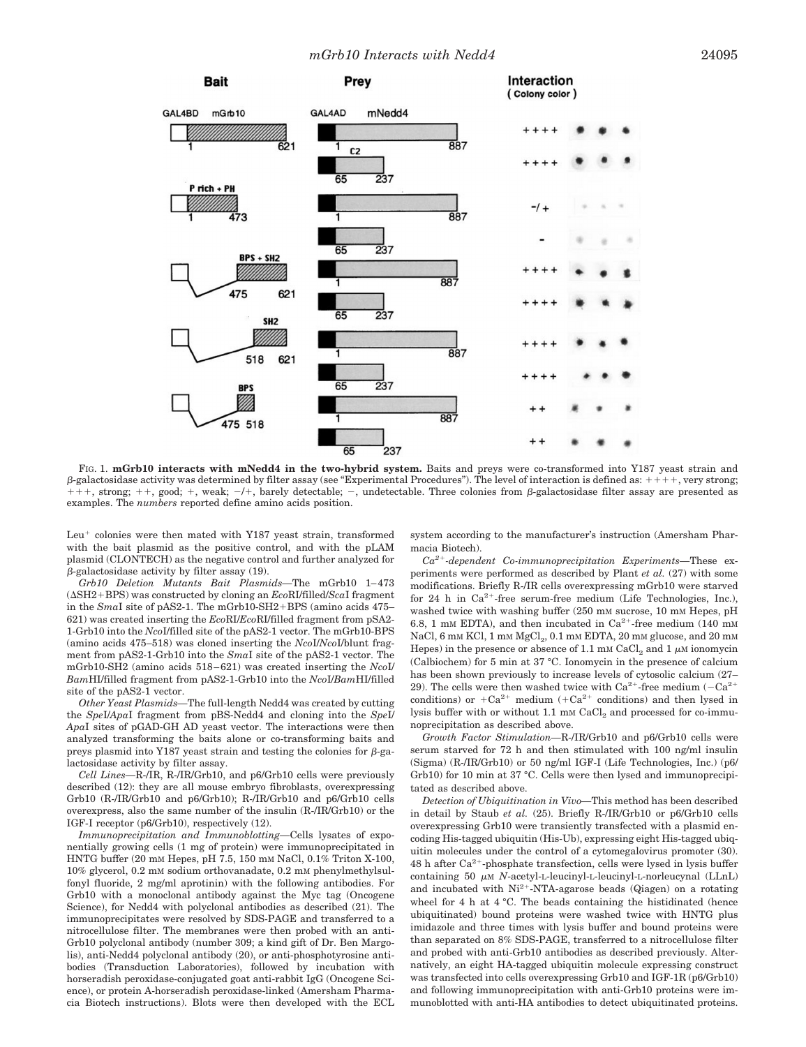Bait

Prey

Interaction
( Colony color )

GAL4BD mGrb10

GAL4AD mNedd4

1 621

1 C2 887

65 237

P rich + PH

1 473

BPS + SH2

475 621

SH2

518 621

BPS

475 518

++++
++++
-/+
-
++++
++++
++++
++++
++
++

FIG. 1. **mGrb10 interacts with mNedd4 in the two-hybrid system.** Baits and preys were co-transformed into Y187 yeast strain and β-galactosidase activity was determined by filter assay (see "Experimental Procedures"). The level of interaction is defined as: ++++, very strong; +++, strong; ++, good; +, weak; −/+, barely detectable; −, undetectable. Three colonies from β-galactosidase filter assay are presented as examples. The *numbers* reported define amino acids position.

$Leu^+$ colonies were then mated with Y187 yeast strain, transformed with the bait plasmid as the positive control, and with the pLAM plasmid (CLONTECH) as the negative control and further analyzed for β-galactosidase activity by filter assay (19).

*Grb10 Deletion Mutants Bait Plasmids*—The mGrb10 1–473 (ΔSH2+BPS) was constructed by cloning an *Eco*RI/filled/*Sca*I fragment in the *Sma*I site of pAS2-1. The mGrb10-SH2+BPS (amino acids 475–621) was created inserting the *Eco*RI/*Eco*RI/filled fragment from pSA2-1-Grb10 into the *Nco*I/filled site of the pAS2-1 vector. The mGrb10-BPS (amino acids 475–518) was cloned inserting the *Nco*I/*Nco*I/blunt fragment from pAS2-1-Grb10 into the *Sma*I site of the pAS2-1 vector. The mGrb10-SH2 (amino acids 518–621) was created inserting the *Nco*I/*Bam*HI/filled fragment from pAS2-1-Grb10 into the *Nco*I/*Bam*HI/filled site of the pAS2-1 vector.

*Other Yeast Plasmids*—The full-length Nedd4 was created by cutting the *Spe*I/*Apa*I fragment from pBS-Nedd4 and cloning into the *Spe*I/*Apa*I sites of pGAD-GH AD yeast vector. The interactions were then analyzed transforming the baits alone or co-transforming baits and preys plasmid into Y187 yeast strain and testing the colonies for β-galactosidase activity by filter assay.

*Cell Lines*—R-/IR, R-/IR/Grb10, and p6/Grb10 cells were previously described (12): they are all mouse embryo fibroblasts, overexpressing Grb10 (R-/IR/Grb10 and p6/Grb10); R-/IR/Grb10 and p6/Grb10 cells overexpress, also the same number of the insulin (R-/IR/Grb10) or the IGF-I receptor (p6/Grb10), respectively (12).

*Immunoprecipitation and Immunoblotting*—Cells lysates of exponentially growing cells (1 mg of protein) were immunoprecipitated in HNTG buffer (20 mM Hepes, pH 7.5, 150 mM NaCl, 0.1% Triton X-100, 10% glycerol, 0.2 mM sodium orthovanadate, 0.2 mM phenylmethylsulfonyl fluoride, 2 mg/ml aprotinin) with the following antibodies. For Grb10 with a monoclonal antibody against the Myc tag (Oncogene Science), for Nedd4 with polyclonal antibodies as described (21). The immunoprecipitates were resolved by SDS-PAGE and transferred to a nitrocellulose filter. The membranes were then probed with an anti-Grb10 polyclonal antibody (number 309; a kind gift of Dr. Ben Margolis), anti-Nedd4 polyclonal antibody (20), or anti-phosphotyrosine antibodies (Transduction Laboratories), followed by incubation with horseradish peroxidase-conjugated goat anti-rabbit IgG (Oncogene Science), or protein A-horseradish peroxidase-linked (Amersham Pharmacia Biotech instructions). Blots were then developed with the ECL system according to the manufacturer's instruction (Amersham Pharmacia Biotech).

*$Ca^{2+}$-dependent Co-immunoprecipitation Experiments*—These experiments were performed as described by Plant *et al.* (27) with some modifications. Briefly R-/IR cells overexpressing mGrb10 were starved for 24 h in $Ca^{2+}$-free serum-free medium (Life Technologies, Inc.), washed twice with washing buffer (250 mM sucrose, 10 mM Hepes, pH 6.8, 1 mM EDTA), and then incubated in $Ca^{2+}$-free medium (140 mM NaCl, 6 mM KCl, 1 mM $MgCl_2$, 0.1 mM EDTA, 20 mM glucose, and 20 mM Hepes) in the presence or absence of 1.1 mM $CaCl_2$ and 1 μM ionomycin (Calbiochem) for 5 min at 37 °C. Ionomycin in the presence of calcium has been shown previously to increase levels of cytosolic calcium (27–29). The cells were then washed twice with $Ca^{2+}$-free medium ($-Ca^{2+}$ conditions) or $+Ca^{2+}$ medium ($+Ca^{2+}$ conditions) and then lysed in lysis buffer with or without 1.1 mM $CaCl_2$ and processed for co-immunoprecipitation as described above.

*Growth Factor Stimulation*—R-/IR/Grb10 and p6/Grb10 cells were serum starved for 72 h and then stimulated with 100 ng/ml insulin (Sigma) (R-/IR/Grb10) or 50 ng/ml IGF-I (Life Technologies, Inc.) (p6/Grb10) for 10 min at 37 °C. Cells were then lysed and immunoprecipitated as described above.

*Detection of Ubiquitination in Vivo*—This method has been described in detail by Staub *et al.* (25). Briefly R-/IR/Grb10 or p6/Grb10 cells overexpressing Grb10 were transiently transfected with a plasmid encoding His-tagged ubiquitin (His-Ub), expressing eight His-tagged ubiquitin molecules under the control of a cytomegalovirus promoter (30). 48 h after $Ca^{2+}$-phosphate transfection, cells were lysed in lysis buffer containing 50 μM *N*-acetyl-L-leucinyl-L-leucinyl-L-norleucynal (LLnL) and incubated with $Ni^{2+}$-NTA-agarose beads (Qiagen) on a rotating wheel for 4 h at 4 °C. The beads containing the histidinated (hence ubiquitinated) bound proteins were washed twice with HNTG plus imidazole and three times with lysis buffer and bound proteins were than separated on 8% SDS-PAGE, transferred to a nitrocellulose filter and probed with anti-Grb10 antibodies as described previously. Alternatively, an eight HA-tagged ubiquitin molecule expressing construct was transfected into cells overexpressing Grb10 and IGF-1R (p6/Grb10) and following immunoprecipitation with anti-Grb10 proteins were immunoblotted with anti-HA antibodies to detect ubiquitinated proteins.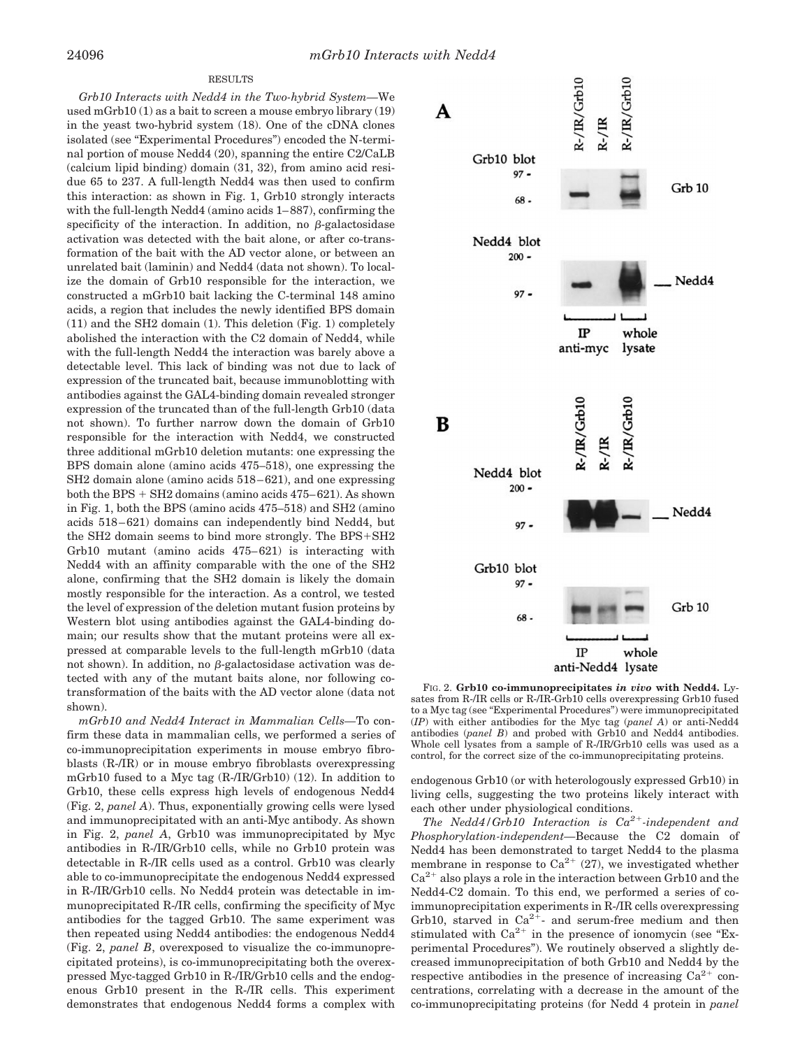## RESULTS

*Grb10 Interacts with Nedd4 in the Two-hybrid System*—We used mGrb10 (1) as a bait to screen a mouse embryo library (19) in the yeast two-hybrid system (18). One of the cDNA clones isolated (see "Experimental Procedures") encoded the N-terminal portion of mouse Nedd4 (20), spanning the entire C2/CaLB (calcium lipid binding) domain (31, 32), from amino acid residue 65 to 237. A full-length Nedd4 was then used to confirm this interaction: as shown in Fig. 1, Grb10 strongly interacts with the full-length Nedd4 (amino acids 1–887), confirming the specificity of the interaction. In addition, no β-galactosidase activation was detected with the bait alone, or after co-transformation of the bait with the AD vector alone, or between an unrelated bait (laminin) and Nedd4 (data not shown). To localize the domain of Grb10 responsible for the interaction, we constructed a mGrb10 bait lacking the C-terminal 148 amino acids, a region that includes the newly identified BPS domain (11) and the SH2 domain (1). This deletion (Fig. 1) completely abolished the interaction with the C2 domain of Nedd4, while with the full-length Nedd4 the interaction was barely above a detectable level. This lack of binding was not due to lack of expression of the truncated bait, because immunoblotting with antibodies against the GAL4-binding domain revealed stronger expression of the truncated than of the full-length Grb10 (data not shown). To further narrow down the domain of Grb10 responsible for the interaction with Nedd4, we constructed three additional mGrb10 deletion mutants: one expressing the BPS domain alone (amino acids 475–518), one expressing the SH2 domain alone (amino acids 518–621), and one expressing both the BPS + SH2 domains (amino acids 475–621). As shown in Fig. 1, both the BPS (amino acids 475–518) and SH2 (amino acids 518–621) domains can independently bind Nedd4, but the SH2 domain seems to bind more strongly. The BPS+SH2 Grb10 mutant (amino acids 475–621) is interacting with Nedd4 with an affinity comparable with the one of the SH2 alone, confirming that the SH2 domain is likely the domain mostly responsible for the interaction. As a control, we tested the level of expression of the deletion mutant fusion proteins by Western blot using antibodies against the GAL4-binding domain; our results show that the mutant proteins were all expressed at comparable levels to the full-length mGrb10 (data not shown). In addition, no β-galactosidase activation was detected with any of the mutant baits alone, nor following co-transformation of the baits with the AD vector alone (data not shown).

*mGrb10 and Nedd4 Interact in Mammalian Cells*—To confirm these data in mammalian cells, we performed a series of co-immunoprecipitation experiments in mouse embryo fibroblasts (R-/IR) or in mouse embryo fibroblasts overexpressing mGrb10 fused to a Myc tag (R-/IR/Grb10) (12). In addition to Grb10, these cells express high levels of endogenous Nedd4 (Fig. 2, *panel A*). Thus, exponentially growing cells were lysed and immunoprecipitated with an anti-Myc antibody. As shown in Fig. 2, *panel A*, Grb10 was immunoprecipitated by Myc antibodies in R-/IR/Grb10 cells, while no Grb10 protein was detectable in R-/IR cells used as a control. Grb10 was clearly able to co-immunoprecipitate the endogenous Nedd4 expressed in R-/IR/Grb10 cells. No Nedd4 protein was detectable in immunoprecipitated R-/IR cells, confirming the specificity of Myc antibodies for the tagged Grb10. The same experiment was then repeated using Nedd4 antibodies: the endogenous Nedd4 (Fig. 2, *panel B*, overexposed to visualize the co-immunoprecipitated proteins), is co-immunoprecipitating both the overexpressed Myc-tagged Grb10 in R-/IR/Grb10 cells and the endogenous Grb10 present in the R-/IR cells. This experiment demonstrates that endogenous Nedd4 forms a complex with endogenous Grb10 (or with heterologously expressed Grb10) in living cells, suggesting the two proteins likely interact with each other under physiological conditions.

A

R-/IR/Grb10 R-/IR R-/IR/Grb10

Grb10 blot
97 -
68 -
Grb 10

Nedd4 blot
200 -
97 -
Nedd4

IP anti-myc
whole lysate

B

R-/IR/Grb10 R-/IR R-/IR/Grb10

Nedd4 blot
200 -
97 -
Nedd4

Grb10 blot
97 -
68 -
Grb 10

IP anti-Nedd4
whole lysate

FIG. 2. **Grb10 co-immunoprecipitates *in vivo* with Nedd4.** Lysates from R-/IR cells or R-/IR-Grb10 cells overexpressing Grb10 fused to a Myc tag (see "Experimental Procedures") were immunoprecipitated (*IP*) with either antibodies for the Myc tag (*panel A*) or anti-Nedd4 antibodies (*panel B*) and probed with Grb10 and Nedd4 antibodies. Whole cell lysates from a sample of R-/IR/Grb10 cells was used as a control, for the correct size of the co-immunoprecipitating proteins.

*The Nedd4/Grb10 Interaction is $Ca^{2+}$-independent and Phosphorylation-independent*—Because the C2 domain of Nedd4 has been demonstrated to target Nedd4 to the plasma membrane in response to $Ca^{2+}$ (27), we investigated whether $Ca^{2+}$ also plays a role in the interaction between Grb10 and the Nedd4-C2 domain. To this end, we performed a series of co-immunoprecipitation experiments in R-/IR cells overexpressing Grb10, starved in $Ca^{2+}$- and serum-free medium and then stimulated with $Ca^{2+}$ in the presence of ionomycin (see "Experimental Procedures"). We routinely observed a slightly decreased immunoprecipitation of both Grb10 and Nedd4 by the respective antibodies in the presence of increasing $Ca^{2+}$ concentrations, correlating with a decrease in the amount of the co-immunoprecipitating proteins (for Nedd 4 protein in *panel*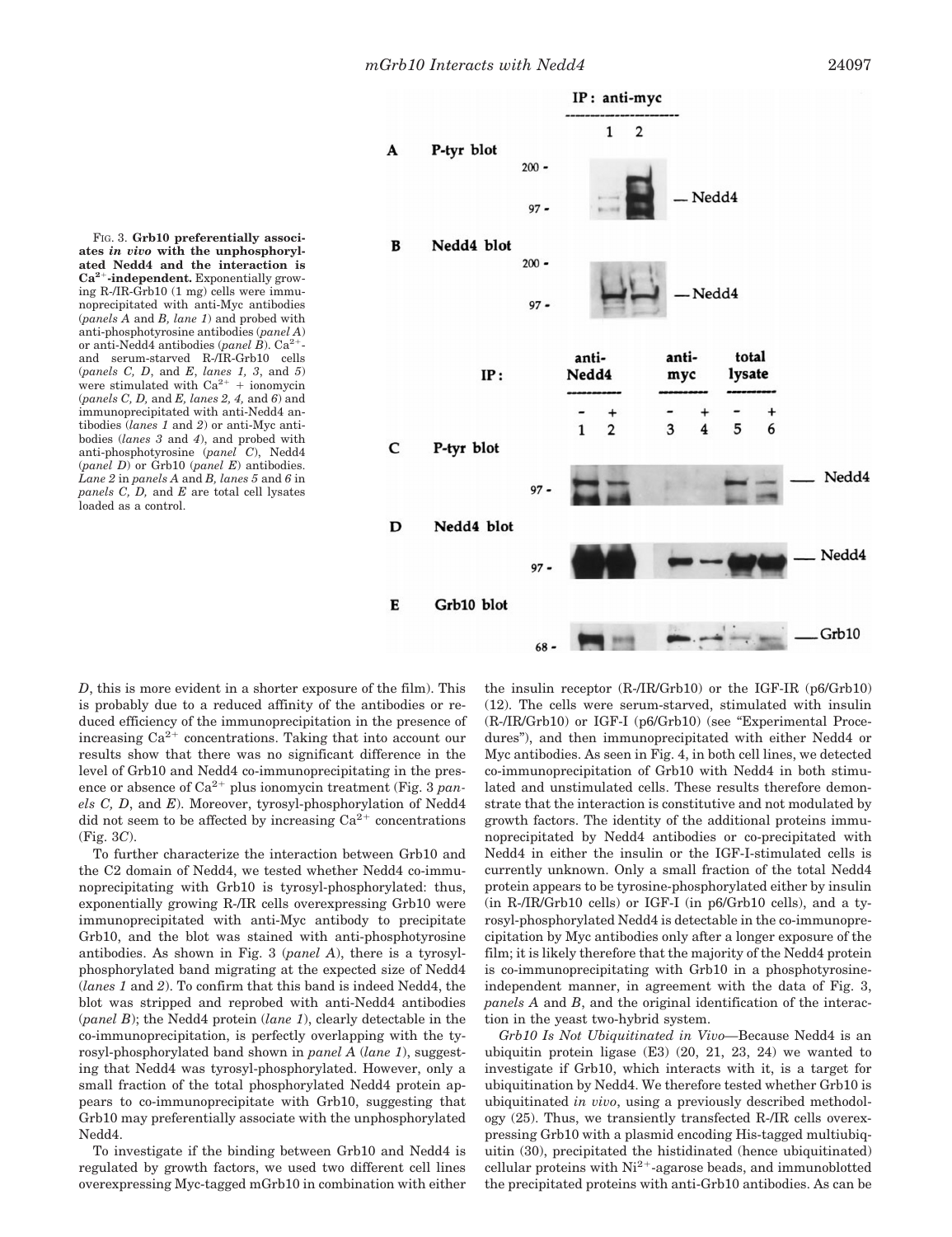FIG. 3. **Grb10 preferentially associates *in vivo* with the unphosphorylated Nedd4 and the interaction is $Ca^{2+}$-independent.** Exponentially growing R-/IR-Grb10 (1 mg) cells were immunoprecipitated with anti-Myc antibodies (*panels A* and *B*, *lane 1*) and probed with anti-phosphotyrosine antibodies (*panel A*) or anti-Nedd4 antibodies (*panel B*). $Ca^{2+}$- and serum-starved R-/IR-Grb10 cells (*panels C, D,* and *E*, *lanes 1, 3,* and *5*) were stimulated with $Ca^{2+}$ + ionomycin (*panels C, D,* and *E*, *lanes 2, 4,* and *6*) and immunoprecipitated with anti-Nedd4 antibodies (*lanes 1* and *2*) or anti-Myc antibodies (*lanes 3* and *4*), and probed with anti-phosphotyrosine (*panel C*), Nedd4 (*panel D*) or Grb10 (*panel E*) antibodies. *Lane 2* in *panels A* and *B*, *lanes 5* and *6* in *panels C, D,* and *E* are total cell lysates loaded as a control.

IP: anti-myc
1 2
A P-tyr blot
200 -
97 -
— Nedd4
B Nedd4 blot
200 -
97 -
— Nedd4
IP: anti-Nedd4 anti-myc total lysate
- + - + - +
1 2 3 4 5 6
C P-tyr blot
97 -
— Nedd4
D Nedd4 blot
97 -
— Nedd4
E Grb10 blot
68 -
— Grb10

*D*, this is more evident in a shorter exposure of the film). This is probably due to a reduced affinity of the antibodies or reduced efficiency of the immunoprecipitation in the presence of increasing $Ca^{2+}$ concentrations. Taking that into account our results show that there was no significant difference in the level of Grb10 and Nedd4 co-immunoprecipitating in the presence or absence of $Ca^{2+}$ plus ionomycin treatment (Fig. 3 *panels C, D,* and *E*). Moreover, tyrosyl-phosphorylation of Nedd4 did not seem to be affected by increasing $Ca^{2+}$ concentrations (Fig. 3*C*).

To further characterize the interaction between Grb10 and the C2 domain of Nedd4, we tested whether Nedd4 co-immunoprecipitating with Grb10 is tyrosyl-phosphorylated: thus, exponentially growing R-/IR cells overexpressing Grb10 were immunoprecipitated with anti-Myc antibody to precipitate Grb10, and the blot was stained with anti-phosphotyrosine antibodies. As shown in Fig. 3 (*panel A*), there is a tyrosyl-phosphorylated band migrating at the expected size of Nedd4 (*lanes 1* and *2*). To confirm that this band is indeed Nedd4, the blot was stripped and reprobed with anti-Nedd4 antibodies (*panel B*); the Nedd4 protein (*lane 1*), clearly detectable in the co-immunoprecipitation, is perfectly overlapping with the tyrosyl-phosphorylated band shown in *panel A* (*lane 1*), suggesting that Nedd4 was tyrosyl-phosphorylated. However, only a small fraction of the total phosphorylated Nedd4 protein appears to co-immunoprecipitate with Grb10, suggesting that Grb10 may preferentially associate with the unphosphorylated Nedd4.

To investigate if the binding between Grb10 and Nedd4 is regulated by growth factors, we used two different cell lines overexpressing Myc-tagged mGrb10 in combination with either the insulin receptor (R-/IR/Grb10) or the IGF-IR (p6/Grb10) (12). The cells were serum-starved, stimulated with insulin (R-/IR/Grb10) or IGF-I (p6/Grb10) (see "Experimental Procedures"), and then immunoprecipitated with either Nedd4 or Myc antibodies. As seen in Fig. 4, in both cell lines, we detected co-immunoprecipitation of Grb10 with Nedd4 in both stimulated and unstimulated cells. These results therefore demonstrate that the interaction is constitutive and not modulated by growth factors. The identity of the additional proteins immunoprecipitated by Nedd4 antibodies or co-precipitated with Nedd4 in either the insulin or the IGF-I-stimulated cells is currently unknown. Only a small fraction of the total Nedd4 protein appears to be tyrosine-phosphorylated either by insulin (in R-/IR/Grb10 cells) or IGF-I (in p6/Grb10 cells), and a tyrosyl-phosphorylated Nedd4 is detectable in the co-immunoprecipitation by Myc antibodies only after a longer exposure of the film; it is likely therefore that the majority of the Nedd4 protein is co-immunoprecipitating with Grb10 in a phosphotyrosine-independent manner, in agreement with the data of Fig. 3, *panels A* and *B*, and the original identification of the interaction in the yeast two-hybrid system.

*Grb10 Is Not Ubiquitinated in Vivo*—Because Nedd4 is an ubiquitin protein ligase (E3) (20, 21, 23, 24) we wanted to investigate if Grb10, which interacts with it, is a target for ubiquitination by Nedd4. We therefore tested whether Grb10 is ubiquitinated *in vivo*, using a previously described methodology (25). Thus, we transiently transfected R-/IR cells overexpressing Grb10 with a plasmid encoding His-tagged multiubiquitin (30), precipitated the histidinated (hence ubiquitinated) cellular proteins with $Ni^{2+}$-agarose beads, and immunoblotted the precipitated proteins with anti-Grb10 antibodies. As can be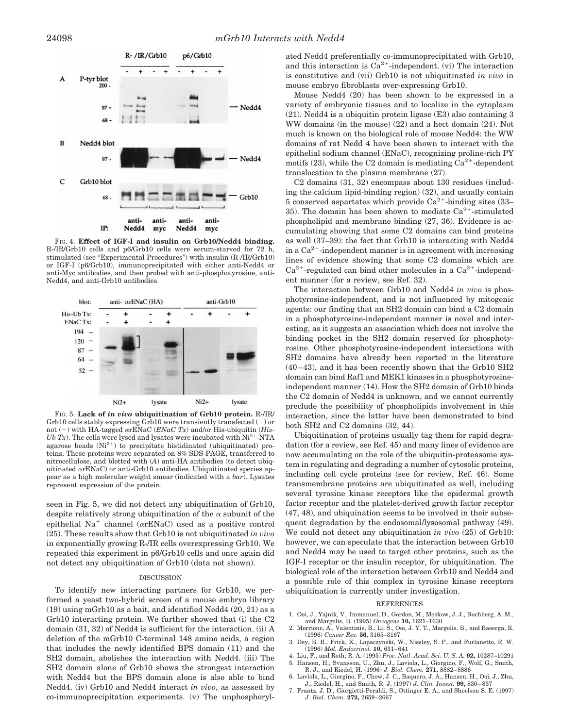A P-tyr blot

B Nedd4 blot

C Grb10 blot

R- /IR/Grb10 p6/Grb10

IP: anti-Nedd4 anti-myc anti-Nedd4 anti-myc

FIG. 4. **Effect of IGF-I and insulin on Grb10/Nedd4 binding.** R-/IR/Grb10 cells and p6/Grb10 cells were serum-starved for 72 h, stimulated (see "Experimental Procedures") with insulin (R-/IR/Grb10) or IGF-I (p6/Grb10), immunoprecipitated with either anti-Nedd4 or anti-Myc antibodies, and then probed with anti-phosphotyrosine, anti-Nedd4, and anti-Grb10 antibodies.

blot: anti- αrENaC (HA) anti-Grb10

His-Ub Tx:

ENaC Tx:

Ni2+ lysate Ni2+ lysate

FIG. 5. **Lack of *in vivo* ubiquitination of Grb10 protein.** R-/IR/Grb10 cells stably expressing Grb10 were transiently transfected (+) or not (−) with HA-tagged αrENaC (*ENaC Tx*) and/or His-ubiquitin (*His-Ub Tx*). The cells were lysed and lysates were incubated with $Ni^{2+}$-NTA agarose beads ($Ni^{2+}$) to precipitate histidinated (ubiquitinated) proteins. These proteins were separated on 8% SDS-PAGE, transferred to nitrocellulose, and blotted with (*A*) anti-HA antibodies (to detect ubiquitinated αrENaC) or anti-Grb10 antibodies. Ubiquitinated species appear as a high molecular weight smear (indicated with a *bar*). Lysates represent expression of the protein.

seen in Fig. 5, we did not detect any ubiquitination of Grb10, despite relatively strong ubiquitination of the α subunit of the epithelial $Na^+$ channel (αrENaC) used as a positive control (25). These results show that Grb10 is not ubiquitinated *in vivo* in exponentially growing R-/IR cells overexpressing Grb10. We repeated this experiment in p6/Grb10 cells and once again did not detect any ubiquitination of Grb10 (data not shown).

## DISCUSSION

To identify new interacting partners for Grb10, we performed a yeast two-hybrid screen of a mouse embryo library (19) using mGrb10 as a bait, and identified Nedd4 (20, 21) as a Grb10 interacting protein. We further showed that (i) the C2 domain (31, 32) of Nedd4 is sufficient for the interaction. (ii) A deletion of the mGrb10 C-terminal 148 amino acids, a region that includes the newly identified BPS domain (11) and the SH2 domain, abolishes the interaction with Nedd4. (iii) The SH2 domain alone of Grb10 shows the strongest interaction with Nedd4 but the BPS domain alone is also able to bind Nedd4. (iv) Grb10 and Nedd4 interact *in vivo*, as assessed by co-immunoprecipitation experiments. (v) The unphosphorylated Nedd4 preferentially co-immunoprecipitated with Grb10, and this interaction is $Ca^{2+}$-independent. (vi) The interaction is constitutive and (vii) Grb10 is not ubiquitinated *in vivo* in mouse embryo fibroblasts over-expressing Grb10.

Mouse Nedd4 (20) has been shown to be expressed in a variety of embryonic tissues and to localize in the cytoplasm (21). Nedd4 is a ubiquitin protein ligase (E3) also containing 3 WW domains (in the mouse) (22) and a hect domain (24). Not much is known on the biological role of mouse Nedd4: the WW domains of rat Nedd 4 have been shown to interact with the epithelial sodium channel (ENaC), recognizing proline-rich PY motifs (23), while the C2 domain is mediating $Ca^{2+}$-dependent translocation to the plasma membrane (27).

C2 domains (31, 32) encompass about 130 residues (including the calcium lipid-binding region) (32), and usually contain 5 conserved aspartates which provide $Ca^{2+}$-binding sites (33–35). The domain has been shown to mediate $Ca^{2+}$-stimulated phospholipid and membrane binding (27, 36). Evidence is accumulating showing that some C2 domains can bind proteins as well (37–39): the fact that Grb10 is interacting with Nedd4 in a $Ca^{2+}$-independent manner is in agreement with increasing lines of evidence showing that some C2 domains which are $Ca^{2+}$-regulated can bind other molecules in a $Ca^{2+}$-independent manner (for a review, see Ref. 32).

The interaction between Grb10 and Nedd4 *in vivo* is phosphotyrosine-independent, and is not influenced by mitogenic agents: our finding that an SH2 domain can bind a C2 domain in a phosphotyrosine-independent manner is novel and interesting, as it suggests an association which does not involve the binding pocket in the SH2 domain reserved for phosphotyrosine. Other phosphotyrosine-independent interactions with SH2 domains have already been reported in the literature (40–43), and it has been recently shown that the Grb10 SH2 domain can bind Raf1 and MEK1 kinases in a phosphotyrosine-independent manner (14). How the SH2 domain of Grb10 binds the C2 domain of Nedd4 is unknown, and we cannot currently preclude the possibility of phospholipids involvement in this interaction, since the latter have been demonstrated to bind both SH2 and C2 domains (32, 44).

Ubiquitination of proteins usually tag them for rapid degradation (for a review, see Ref. 45) and many lines of evidence are now accumulating on the role of the ubiquitin-proteasome system in regulating and degrading a number of cytosolic proteins, including cell cycle proteins (see for review, Ref. 46). Some transmembrane proteins are ubiquitinated as well, including several tyrosine kinase receptors like the epidermal growth factor receptor and the platelet-derived growth factor receptor (47, 48), and ubiquination seems to be involved in their subsequent degradation by the endosomal/lysosomal pathway (49). We could not detect any ubiquitination *in vivo* (25) of Grb10: however, we can speculate that the interaction between Grb10 and Nedd4 may be used to target other proteins, such as the IGF-I receptor or the insulin receptor, for ubiquitination. The biological role of the interaction between Grb10 and Nedd4 and a possible role of this complex in tyrosine kinase receptors ubiquitination is currently under investigation.

## REFERENCES

1. Ooi, J., Yajnik, V., Immanuel, D., Gordon, M., Moskow, J. J., Buchberg, A. M., and Margolis, B. (1995) *Oncogene* **10,** 1621–1630
2. Morrione, A., Valentinis, B., Li, S., Ooi, J. Y. T., Margolis, B., and Baserga, R. (1996) *Cancer Res.* **56,** 3165–3167
3. Dey, B. R., Frick, K., Lopaczynski, W., Nissley, S. P., and Furlanetto, R. W. (1996) *Mol. Endocrinol.* **10,** 631–641
4. Liu, F., and Roth, R. A. (1995) *Proc. Natl. Acad. Sci. U. S. A.* **92,** 10287–10291
5. Hansen, H., Svansson, U., Zhu, J., Laviola, L., Giorgino, F., Wolf, G., Smith, R. J., and Riedel, H. (1996) *J. Biol. Chem.* **271,** 8882–8886
6. Laviola, L., Giorgino, F., Chow, J. C., Baquero, J. A., Hansen, H., Ooi, J., Zhu, J., Riedel, H., and Smith, R. J. (1997) *J. Clin. Invest.* **99,** 830–837
7. Frantz, J. D., Giorgietti-Peraldi, S., Ottinger E. A., and Shoelson S. E. (1997) *J. Biol. Chem.* **272,** 2659–2667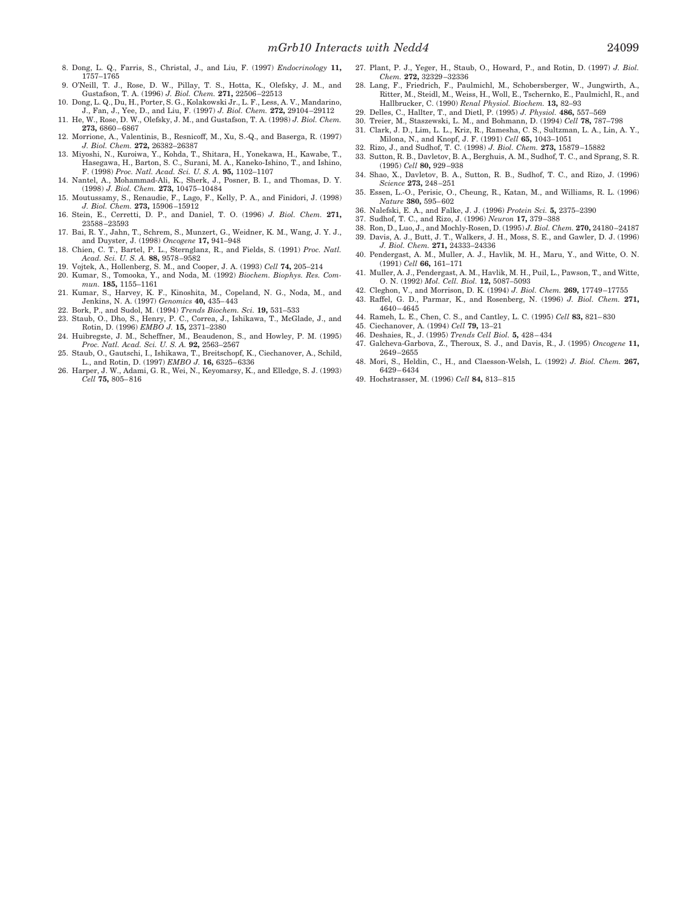8. Dong, L. Q., Farris, S., Christal, J., and Liu, F. (1997) *Endocrinology* **11,** 1757–1765
9. O'Neill, T. J., Rose, D. W., Pillay, T. S., Hotta, K., Olefsky, J. M., and Gustafson, T. A. (1996) *J. Biol. Chem.* **271,** 22506–22513
10. Dong, L. Q., Du, H., Porter, S. G., Kolakowski Jr., L. F., Less, A. V., Mandarino, J., Fan, J., Yee, D., and Liu, F. (1997) *J. Biol. Chem.* **272,** 29104–29112
11. He, W., Rose, D. W., Olefsky, J. M., and Gustafson, T. A. (1998) *J. Biol. Chem.* **273,** 6860–6867
12. Morrione, A., Valentinis, B., Resnicoff, M., Xu, S.-Q., and Baserga, R. (1997) *J. Biol. Chem.* **272,** 26382–26387
13. Miyoshi, N., Kuroiwa, Y., Kohda, T., Shitara, H., Yonekawa, H., Kawabe, T., Hasegawa, H., Barton, S. C., Surani, M. A., Kaneko-Ishino, T., and Ishino, F. (1998) *Proc. Natl. Acad. Sci. U. S. A.* **95,** 1102–1107
14. Nantel, A., Mohammad-Ali, K., Sherk, J., Posner, B. I., and Thomas, D. Y. (1998) *J. Biol. Chem.* **273,** 10475–10484
15. Moutoussamy, S., Renaudie, F., Lago, F., Kelly, P. A., and Finidori, J. (1998) *J. Biol. Chem.* **273,** 15906–15912
16. Stein, E., Cerretti, D. P., and Daniel, T. O. (1996) *J. Biol. Chem.* **271,** 23588–23593
17. Bai, R. Y., Jahn, T., Schrem, S., Munzert, G., Weidner, K. M., Wang, J. Y. J., and Duyster, J. (1998) *Oncogene* **17,** 941–948
18. Chien, C. T., Bartel, P. L., Sternglanz, R., and Fields, S. (1991) *Proc. Natl. Acad. Sci. U. S. A.* **88,** 9578–9582
19. Vojtek, A., Hollenberg, S. M., and Cooper, J. A. (1993) *Cell* **74,** 205–214
20. Kumar, S., Tomooka, Y., and Noda, M. (1992) *Biochem. Biophys. Res. Commun.* **185,** 1155–1161
21. Kumar, S., Harvey, K. F., Kinoshita, M., Copeland, N. G., Noda, M., and Jenkins, N. A. (1997) *Genomics* **40,** 435–443
22. Bork, P., and Sudol, M. (1994) *Trends Biochem. Sci.* **19,** 531–533
23. Staub, O., Dho, S., Henry, P. C., Correa, J., Ishikawa, T., McGlade, J., and Rotin, D. (1996) *EMBO J.* **15,** 2371–2380
24. Huibregtse, J. M., Scheffner, M., Beaudenon, S., and Howley, P. M. (1995) *Proc. Natl. Acad. Sci. U. S. A.* **92,** 2563–2567
25. Staub, O., Gautschi, I., Ishikawa, T., Breitschopf, K., Ciechanover, A., Schild, L., and Rotin, D. (1997) *EMBO J.* **16,** 6325–6336
26. Harper, J. W., Adami, G. R., Wei, N., Keyomarsy, K., and Elledge, S. J. (1993) *Cell* **75,** 805–816
27. Plant, P. J., Yeger, H., Staub, O., Howard, P., and Rotin, D. (1997) *J. Biol. Chem.* **272,** 32329–32336
28. Lang, F., Friedrich, F., Paulmichl, M., Schobersberger, W., Jungwirth, A., Ritter, M., Steidl, M., Weiss, H., Woll, E., Tschernko, E., Paulmichl, R., and Hallbrucker, C. (1990) *Renal Physiol. Biochem.* **13,** 82–93
29. Delles, C., Hallter, T., and Dietl, P. (1995) *J. Physiol.* **486,** 557–569
30. Treier, M., Staszewski, L. M., and Bohmann, D. (1994) *Cell* **78,** 787–798
31. Clark, J. D., Lim, L. L., Kriz, R., Ramesha, C. S., Sultzman, L. A., Lin, A. Y., Milona, N., and Knopf, J. F. (1991) *Cell* **65,** 1043–1051
32. Rizo, J., and Sudhof, T. C. (1998) *J. Biol. Chem.* **273,** 15879–15882
33. Sutton, R. B., Davletov, B. A., Berghuis, A. M., Sudhof, T. C., and Sprang, S. R. (1995) *Cell* **80,** 929–938
34. Shao, X., Davletov, B. A., Sutton, R. B., Sudhof, T. C., and Rizo, J. (1996) *Science* **273,** 248–251
35. Essen, L.-O., Perisic, O., Cheung, R., Katan, M., and Williams, R. L. (1996) *Nature* **380,** 595–602
36. Nalefski, E. A., and Falke, J. J. (1996) *Protein Sci.* **5,** 2375–2390
37. Sudhof, T. C., and Rizo, J. (1996) *Neuron* **17,** 379–388
38. Ron, D., Luo, J., and Mochly-Rosen, D. (1995) *J. Biol. Chem.* **270,** 24180–24187
39. Davis, A. J., Butt, J. T., Walkers, J. H., Moss, S. E., and Gawler, D. J. (1996) *J. Biol. Chem.* **271,** 24333–24336
40. Pendergast, A. M., Muller, A. J., Havlik, M. H., Maru, Y., and Witte, O. N. (1991) *Cell* **66,** 161–171
41. Muller, A. J., Pendergast, A. M., Havlik, M. H., Puil, L., Pawson, T., and Witte, O. N. (1992) *Mol. Cell. Biol.* **12,** 5087–5093
42. Cleghon, V., and Morrison, D. K. (1994) *J. Biol. Chem.* **269,** 17749–17755
43. Raffel, G. D., Parmar, K., and Rosenberg, N. (1996) *J. Biol. Chem.* **271,** 4640–4645
44. Rameh, L. E., Chen, C. S., and Cantley, L. C. (1995) *Cell* **83,** 821–830
45. Ciechanover, A. (1994) *Cell* **79,** 13–21
46. Deshaies, R. J. (1995) *Trends Cell Biol.* **5,** 428–434
47. Galcheva-Garbova, Z., Theroux, S. J., and Davis, R., J. (1995) *Oncogene* **11,** 2649–2655
48. Mori, S., Heldin, C., H., and Claesson-Welsh, L. (1992) *J. Biol. Chem.* **267,** 6429–6434
49. Hochstrasser, M. (1996) *Cell* **84,** 813–815